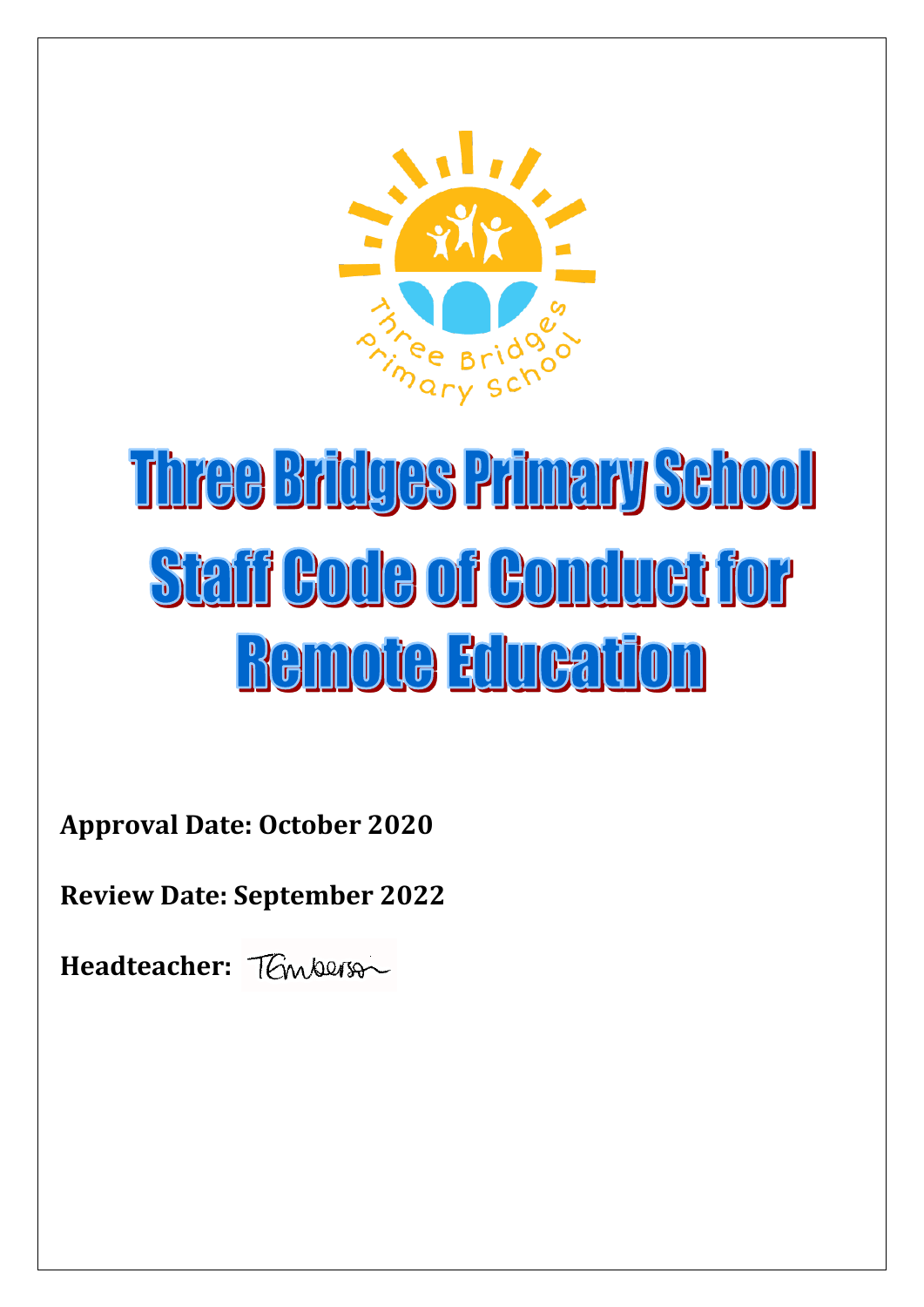# Three Bridges Primary School Staff Code of Conduct for Remote Education

**Approval Date: October 2020**

**Review Date: September 2022**

**Headteacher:** TEmberson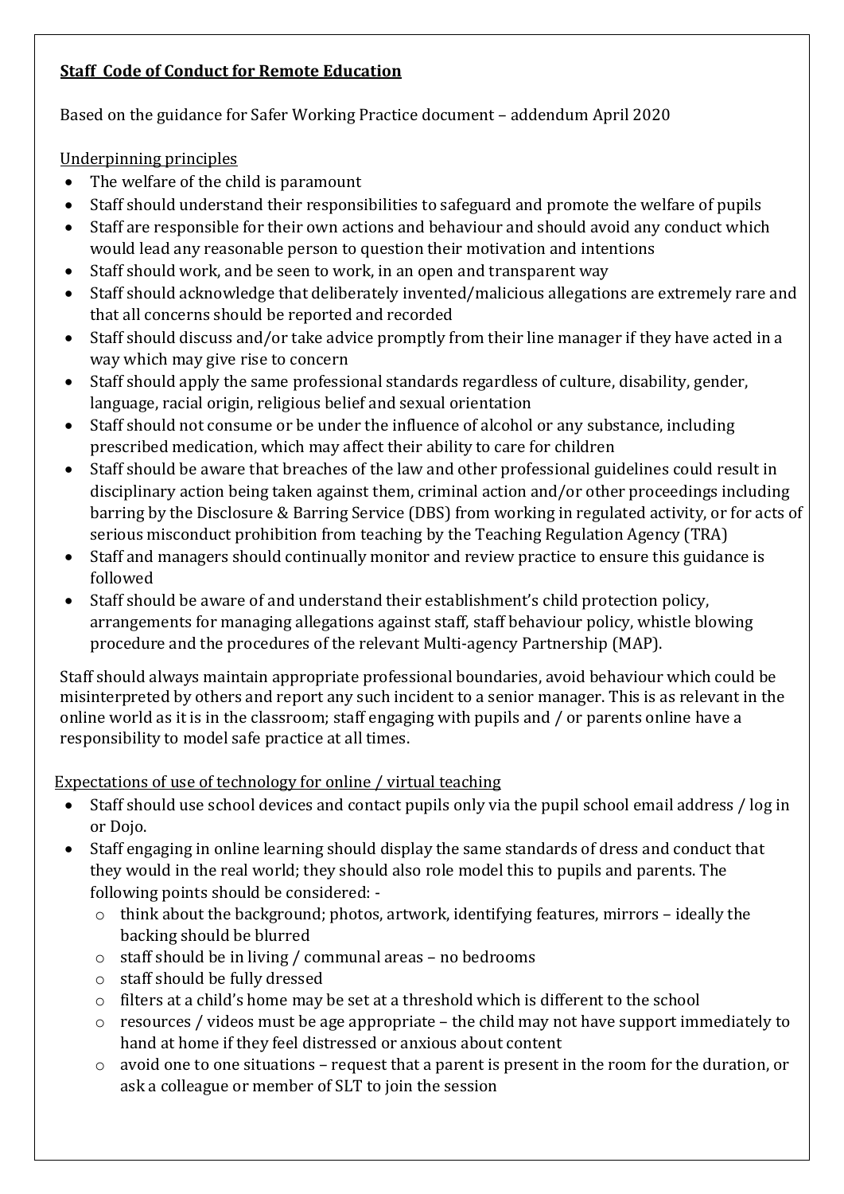**Staff Code of Conduct for Remote Education**

Based on the guidance for Safer Working Practice document – addendum April 2020

Underpinning principles

- The welfare of the child is paramount
- Staff should understand their responsibilities to safeguard and promote the welfare of pupils
- Staff are responsible for their own actions and behaviour and should avoid any conduct which would lead any reasonable person to question their motivation and intentions
- Staff should work, and be seen to work, in an open and transparent way
- Staff should acknowledge that deliberately invented/malicious allegations are extremely rare and that all concerns should be reported and recorded
- Staff should discuss and/or take advice promptly from their line manager if they have acted in a way which may give rise to concern
- Staff should apply the same professional standards regardless of culture, disability, gender, language, racial origin, religious belief and sexual orientation
- Staff should not consume or be under the influence of alcohol or any substance, including prescribed medication, which may affect their ability to care for children
- Staff should be aware that breaches of the law and other professional guidelines could result in disciplinary action being taken against them, criminal action and/or other proceedings including barring by the Disclosure & Barring Service (DBS) from working in regulated activity, or for acts of serious misconduct prohibition from teaching by the Teaching Regulation Agency (TRA)
- Staff and managers should continually monitor and review practice to ensure this guidance is followed
- Staff should be aware of and understand their establishment's child protection policy, arrangements for managing allegations against staff, staff behaviour policy, whistle blowing procedure and the procedures of the relevant Multi-agency Partnership (MAP).

Staff should always maintain appropriate professional boundaries, avoid behaviour which could be misinterpreted by others and report any such incident to a senior manager. This is as relevant in the online world as it is in the classroom; staff engaging with pupils and / or parents online have a responsibility to model safe practice at all times.

Expectations of use of technology for online / virtual teaching

- Staff should use school devices and contact pupils only via the pupil school email address / log in or Dojo.
- Staff engaging in online learning should display the same standards of dress and conduct that they would in the real world; they should also role model this to pupils and parents. The following points should be considered: -
  - think about the background; photos, artwork, identifying features, mirrors – ideally the backing should be blurred
  - staff should be in living / communal areas – no bedrooms
  - staff should be fully dressed
  - filters at a child's home may be set at a threshold which is different to the school
  - resources / videos must be age appropriate – the child may not have support immediately to hand at home if they feel distressed or anxious about content
  - avoid one to one situations – request that a parent is present in the room for the duration, or ask a colleague or member of SLT to join the session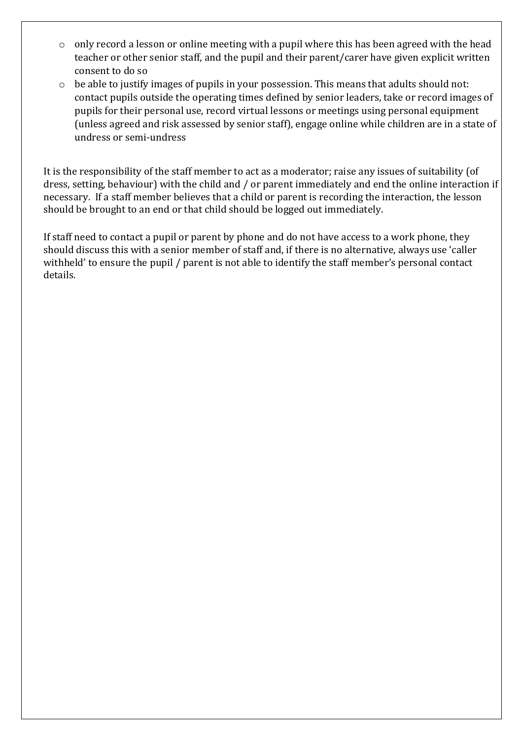- only record a lesson or online meeting with a pupil where this has been agreed with the head teacher or other senior staff, and the pupil and their parent/carer have given explicit written consent to do so
- be able to justify images of pupils in your possession. This means that adults should not: contact pupils outside the operating times defined by senior leaders, take or record images of pupils for their personal use, record virtual lessons or meetings using personal equipment (unless agreed and risk assessed by senior staff), engage online while children are in a state of undress or semi-undress

It is the responsibility of the staff member to act as a moderator; raise any issues of suitability (of dress, setting, behaviour) with the child and / or parent immediately and end the online interaction if necessary. If a staff member believes that a child or parent is recording the interaction, the lesson should be brought to an end or that child should be logged out immediately.

If staff need to contact a pupil or parent by phone and do not have access to a work phone, they should discuss this with a senior member of staff and, if there is no alternative, always use 'caller withheld' to ensure the pupil / parent is not able to identify the staff member's personal contact details.